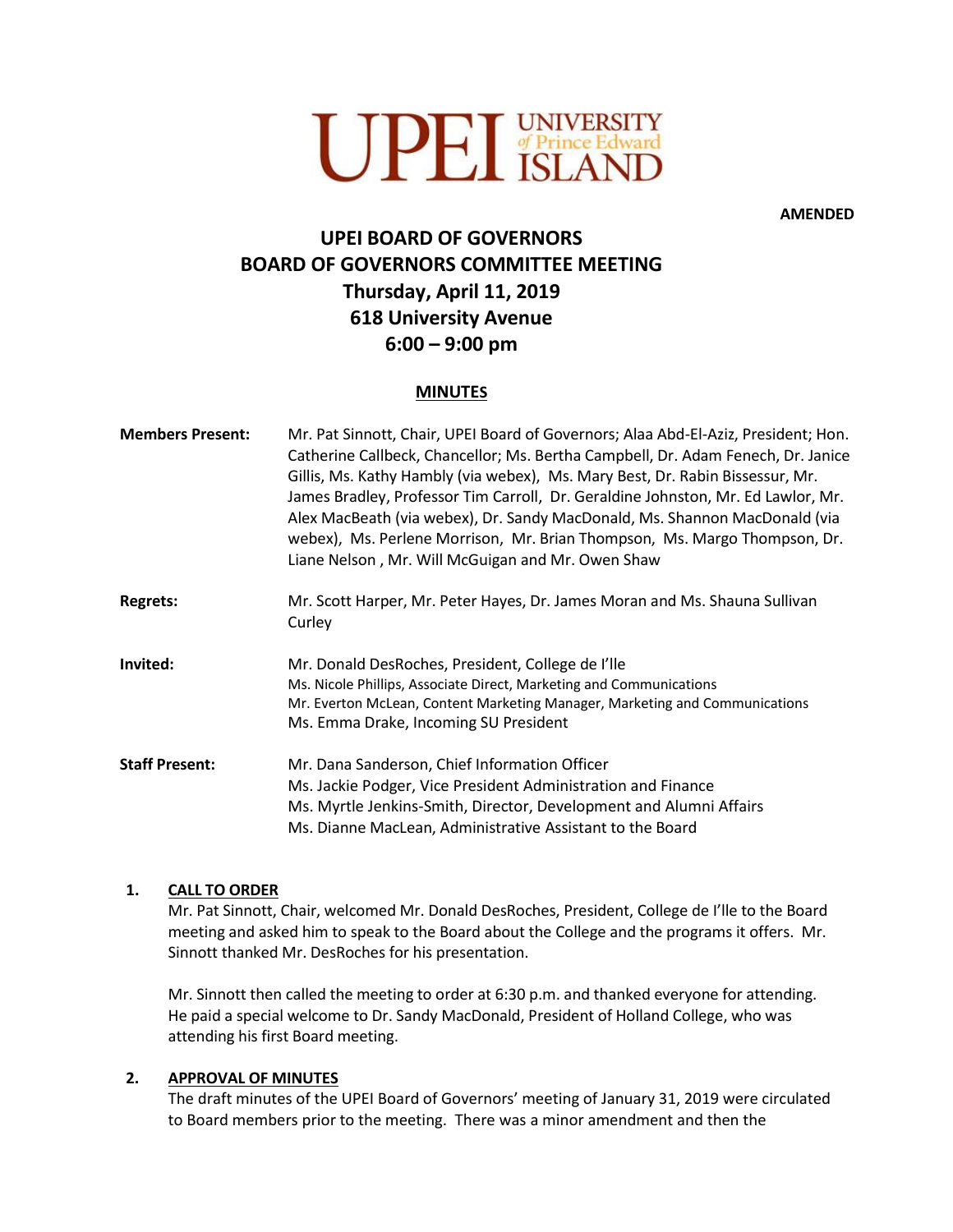AMENDED

# UPEI BOARD OF GOVERNORS
# BOARD OF GOVERNORS COMMITTEE MEETING
## Thursday, April 11, 2019
## 618 University Avenue
## 6:00 – 9:00 pm

**MINUTES**

**Members Present:** Mr. Pat Sinnott, Chair, UPEI Board of Governors; Alaa Abd-El-Aziz, President; Hon. Catherine Callbeck, Chancellor; Ms. Bertha Campbell, Dr. Adam Fenech, Dr. Janice Gillis, Ms. Kathy Hambly (via webex), Ms. Mary Best, Dr. Rabin Bissessur, Mr. James Bradley, Professor Tim Carroll, Dr. Geraldine Johnston, Mr. Ed Lawlor, Mr. Alex MacBeath (via webex), Dr. Sandy MacDonald, Ms. Shannon MacDonald (via webex), Ms. Perlene Morrison, Mr. Brian Thompson, Ms. Margo Thompson, Dr. Liane Nelson , Mr. Will McGuigan and Mr. Owen Shaw

**Regrets:** Mr. Scott Harper, Mr. Peter Hayes, Dr. James Moran and Ms. Shauna Sullivan Curley

**Invited:** Mr. Donald DesRoches, President, College de I'lle
Ms. Nicole Phillips, Associate Direct, Marketing and Communications
Mr. Everton McLean, Content Marketing Manager, Marketing and Communications
Ms. Emma Drake, Incoming SU President

**Staff Present:** Mr. Dana Sanderson, Chief Information Officer
Ms. Jackie Podger, Vice President Administration and Finance
Ms. Myrtle Jenkins-Smith, Director, Development and Alumni Affairs
Ms. Dianne MacLean, Administrative Assistant to the Board

1. **CALL TO ORDER**

   Mr. Pat Sinnott, Chair, welcomed Mr. Donald DesRoches, President, College de I'lle to the Board meeting and asked him to speak to the Board about the College and the programs it offers. Mr. Sinnott thanked Mr. DesRoches for his presentation.

   Mr. Sinnott then called the meeting to order at 6:30 p.m. and thanked everyone for attending. He paid a special welcome to Dr. Sandy MacDonald, President of Holland College, who was attending his first Board meeting.

2. **APPROVAL OF MINUTES**

   The draft minutes of the UPEI Board of Governors' meeting of January 31, 2019 were circulated to Board members prior to the meeting. There was a minor amendment and then the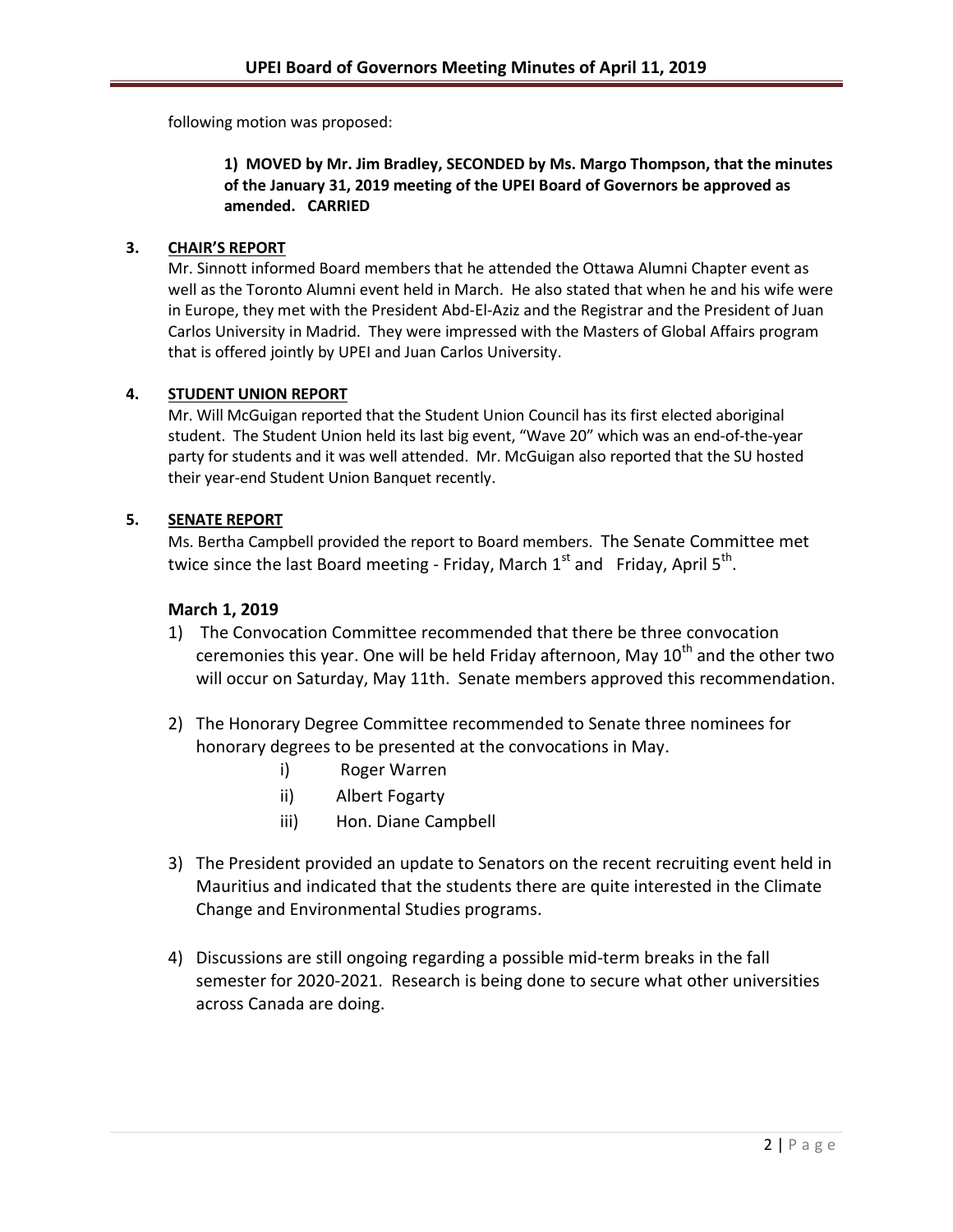following motion was proposed:

> **1) MOVED by Mr. Jim Bradley, SECONDED by Ms. Margo Thompson, that the minutes of the January 31, 2019 meeting of the UPEI Board of Governors be approved as amended. CARRIED**

## 3. CHAIR'S REPORT

Mr. Sinnott informed Board members that he attended the Ottawa Alumni Chapter event as well as the Toronto Alumni event held in March. He also stated that when he and his wife were in Europe, they met with the President Abd-El-Aziz and the Registrar and the President of Juan Carlos University in Madrid. They were impressed with the Masters of Global Affairs program that is offered jointly by UPEI and Juan Carlos University.

## 4. STUDENT UNION REPORT

Mr. Will McGuigan reported that the Student Union Council has its first elected aboriginal student. The Student Union held its last big event, "Wave 20" which was an end-of-the-year party for students and it was well attended. Mr. McGuigan also reported that the SU hosted their year-end Student Union Banquet recently.

## 5. SENATE REPORT

Ms. Bertha Campbell provided the report to Board members. The Senate Committee met twice since the last Board meeting - Friday, March 1st and Friday, April 5th.

### March 1, 2019

1) The Convocation Committee recommended that there be three convocation ceremonies this year. One will be held Friday afternoon, May 10th and the other two will occur on Saturday, May 11th. Senate members approved this recommendation.

2) The Honorary Degree Committee recommended to Senate three nominees for honorary degrees to be presented at the convocations in May.
   - i) Roger Warren
   - ii) Albert Fogarty
   - iii) Hon. Diane Campbell

3) The President provided an update to Senators on the recent recruiting event held in Mauritius and indicated that the students there are quite interested in the Climate Change and Environmental Studies programs.

4) Discussions are still ongoing regarding a possible mid-term breaks in the fall semester for 2020-2021. Research is being done to secure what other universities across Canada are doing.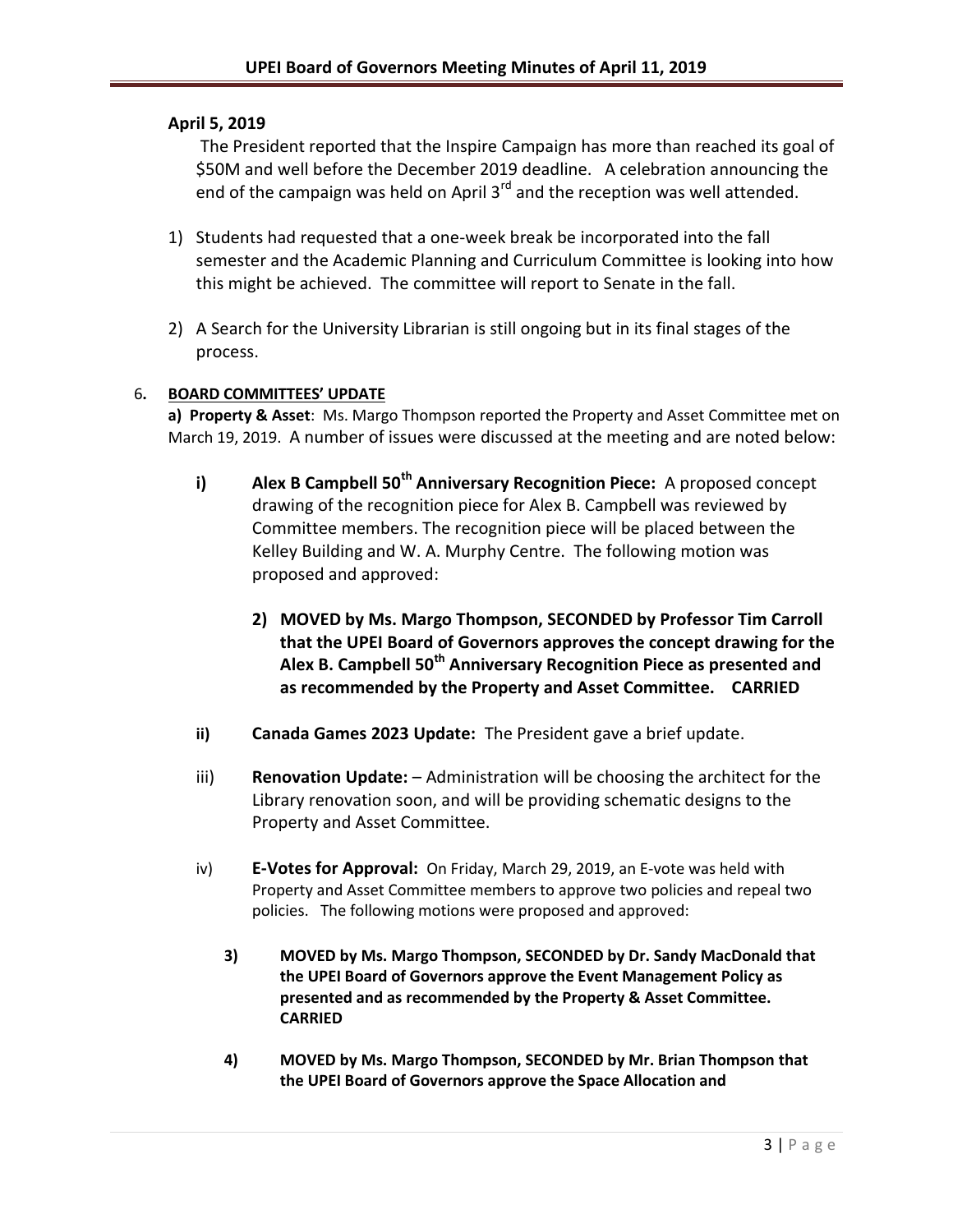**April 5, 2019**

The President reported that the Inspire Campaign has more than reached its goal of \$50M and well before the December 2019 deadline. A celebration announcing the end of the campaign was held on April 3rd and the reception was well attended.

1) Students had requested that a one-week break be incorporated into the fall semester and the Academic Planning and Curriculum Committee is looking into how this might be achieved. The committee will report to Senate in the fall.

2) A Search for the University Librarian is still ongoing but in its final stages of the process.

6. **BOARD COMMITTEES' UPDATE**

**a) Property & Asset**: Ms. Margo Thompson reported the Property and Asset Committee met on March 19, 2019. A number of issues were discussed at the meeting and are noted below:

**i) Alex B Campbell 50th Anniversary Recognition Piece:** A proposed concept drawing of the recognition piece for Alex B. Campbell was reviewed by Committee members. The recognition piece will be placed between the Kelley Building and W. A. Murphy Centre. The following motion was proposed and approved:

**2) MOVED by Ms. Margo Thompson, SECONDED by Professor Tim Carroll that the UPEI Board of Governors approves the concept drawing for the Alex B. Campbell 50th Anniversary Recognition Piece as presented and as recommended by the Property and Asset Committee. CARRIED**

**ii) Canada Games 2023 Update:** The President gave a brief update.

iii) **Renovation Update:** – Administration will be choosing the architect for the Library renovation soon, and will be providing schematic designs to the Property and Asset Committee.

iv) **E-Votes for Approval:** On Friday, March 29, 2019, an E-vote was held with Property and Asset Committee members to approve two policies and repeal two policies. The following motions were proposed and approved:

**3) MOVED by Ms. Margo Thompson, SECONDED by Dr. Sandy MacDonald that the UPEI Board of Governors approve the Event Management Policy as presented and as recommended by the Property & Asset Committee. CARRIED**

**4) MOVED by Ms. Margo Thompson, SECONDED by Mr. Brian Thompson that the UPEI Board of Governors approve the Space Allocation and**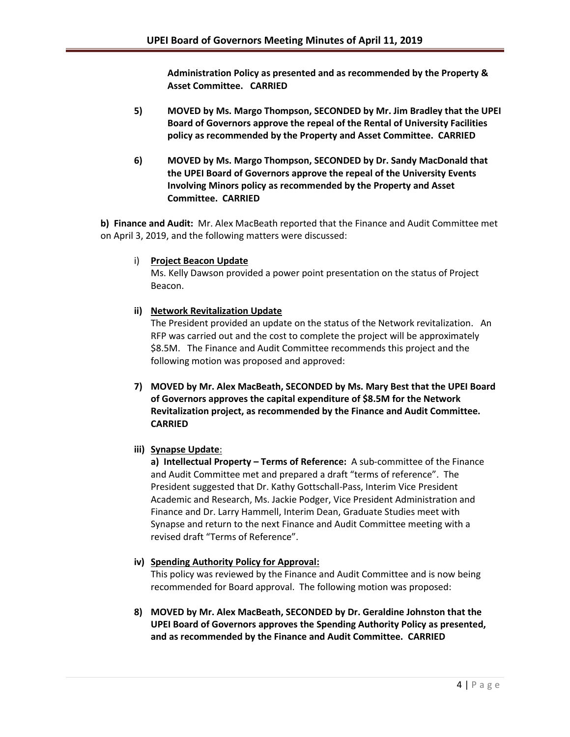**Administration Policy as presented and as recommended by the Property & Asset Committee. CARRIED**

5) **MOVED by Ms. Margo Thompson, SECONDED by Mr. Jim Bradley that the UPEI Board of Governors approve the repeal of the Rental of University Facilities policy as recommended by the Property and Asset Committee. CARRIED**

6) **MOVED by Ms. Margo Thompson, SECONDED by Dr. Sandy MacDonald that the UPEI Board of Governors approve the repeal of the University Events Involving Minors policy as recommended by the Property and Asset Committee. CARRIED**

**b) Finance and Audit:** Mr. Alex MacBeath reported that the Finance and Audit Committee met on April 3, 2019, and the following matters were discussed:

i) **Project Beacon Update**
Ms. Kelly Dawson provided a power point presentation on the status of Project Beacon.

**ii) Network Revitalization Update**
The President provided an update on the status of the Network revitalization. An RFP was carried out and the cost to complete the project will be approximately $8.5M. The Finance and Audit Committee recommends this project and the following motion was proposed and approved:

**7) MOVED by Mr. Alex MacBeath, SECONDED by Ms. Mary Best that the UPEI Board of Governors approves the capital expenditure of $8.5M for the Network Revitalization project, as recommended by the Finance and Audit Committee. CARRIED**

**iii) Synapse Update**:
**a) Intellectual Property – Terms of Reference:** A sub-committee of the Finance and Audit Committee met and prepared a draft "terms of reference". The President suggested that Dr. Kathy Gottschall-Pass, Interim Vice President Academic and Research, Ms. Jackie Podger, Vice President Administration and Finance and Dr. Larry Hammell, Interim Dean, Graduate Studies meet with Synapse and return to the next Finance and Audit Committee meeting with a revised draft "Terms of Reference".

**iv) Spending Authority Policy for Approval:**
This policy was reviewed by the Finance and Audit Committee and is now being recommended for Board approval. The following motion was proposed:

**8) MOVED by Mr. Alex MacBeath, SECONDED by Dr. Geraldine Johnston that the UPEI Board of Governors approves the Spending Authority Policy as presented, and as recommended by the Finance and Audit Committee. CARRIED**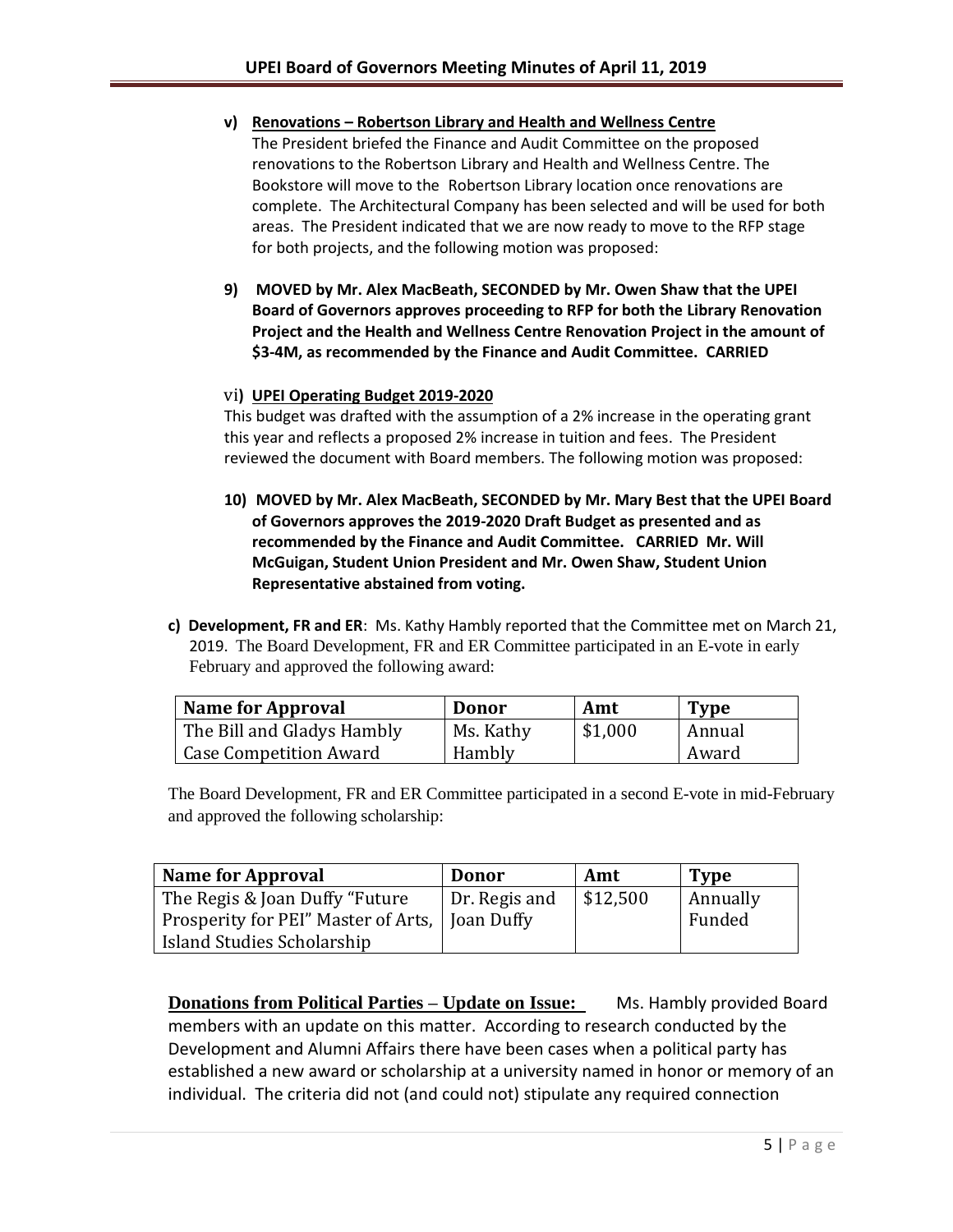**v) Renovations – Robertson Library and Health and Wellness Centre**

The President briefed the Finance and Audit Committee on the proposed renovations to the Robertson Library and Health and Wellness Centre. The Bookstore will move to the Robertson Library location once renovations are complete. The Architectural Company has been selected and will be used for both areas. The President indicated that we are now ready to move to the RFP stage for both projects, and the following motion was proposed:

**9) MOVED by Mr. Alex MacBeath, SECONDED by Mr. Owen Shaw that the UPEI Board of Governors approves proceeding to RFP for both the Library Renovation Project and the Health and Wellness Centre Renovation Project in the amount of $3-4M, as recommended by the Finance and Audit Committee. CARRIED**

vi**) UPEI Operating Budget 2019-2020**

This budget was drafted with the assumption of a 2% increase in the operating grant this year and reflects a proposed 2% increase in tuition and fees. The President reviewed the document with Board members. The following motion was proposed:

**10) MOVED by Mr. Alex MacBeath, SECONDED by Mr. Mary Best that the UPEI Board of Governors approves the 2019-2020 Draft Budget as presented and as recommended by the Finance and Audit Committee. CARRIED Mr. Will McGuigan, Student Union President and Mr. Owen Shaw, Student Union Representative abstained from voting.**

**c) Development, FR and ER**: Ms. Kathy Hambly reported that the Committee met on March 21, 2019. The Board Development, FR and ER Committee participated in an E-vote in early February and approved the following award:

| Name for Approval | Donor | Amt | Type |
|---|---|---|---|
| The Bill and Gladys Hambly Case Competition Award | Ms. Kathy Hambly | $1,000 | Annual Award |

The Board Development, FR and ER Committee participated in a second E-vote in mid-February and approved the following scholarship:

| Name for Approval | Donor | Amt | Type |
|---|---|---|---|
| The Regis & Joan Duffy "Future Prosperity for PEI" Master of Arts, Island Studies Scholarship | Dr. Regis and Joan Duffy | $12,500 | Annually Funded |

**Donations from Political Parties – Update on Issue:** Ms. Hambly provided Board members with an update on this matter. According to research conducted by the Development and Alumni Affairs there have been cases when a political party has established a new award or scholarship at a university named in honor or memory of an individual. The criteria did not (and could not) stipulate any required connection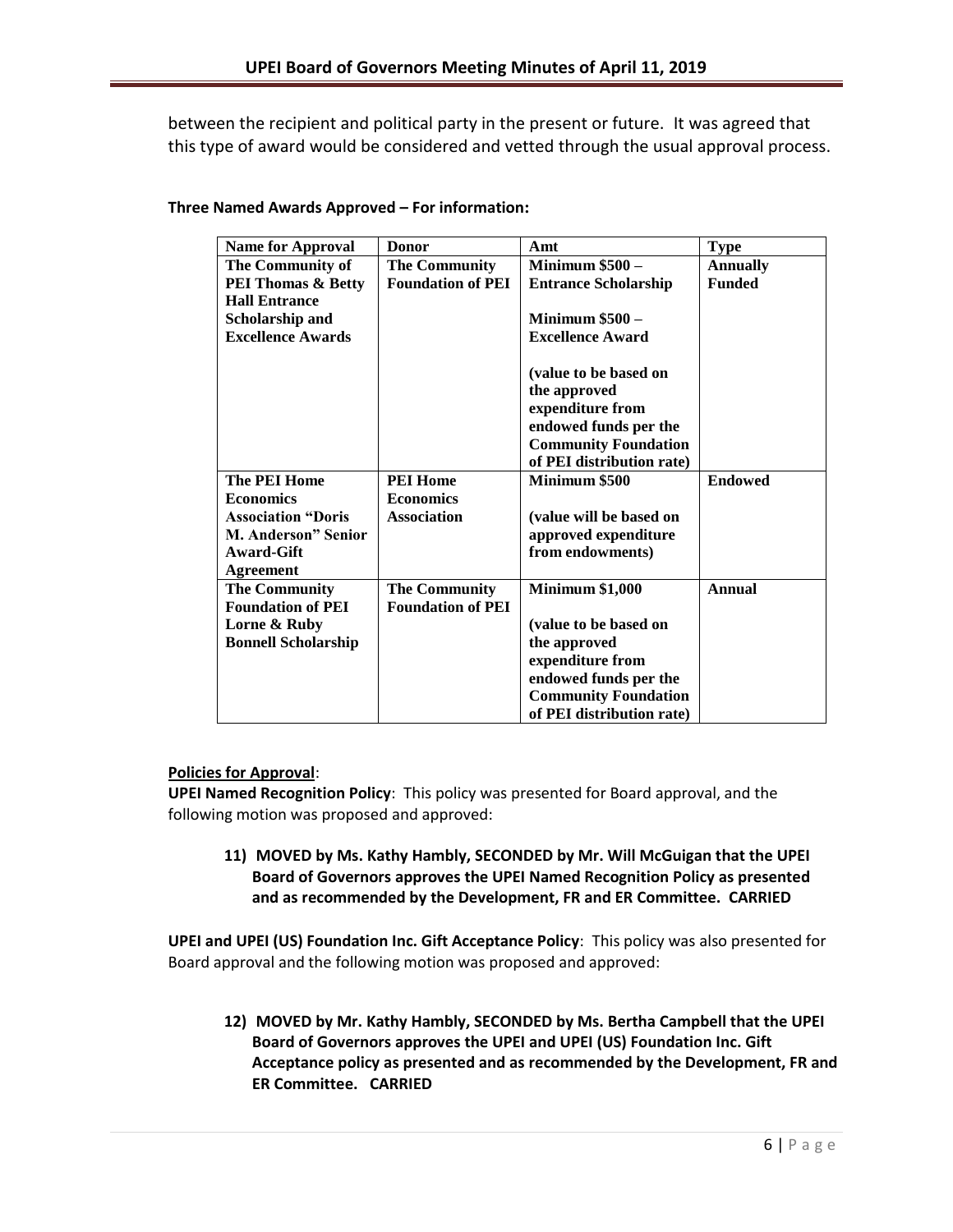between the recipient and political party in the present or future. It was agreed that this type of award would be considered and vetted through the usual approval process.

**Three Named Awards Approved – For information:**

| Name for Approval | Donor | Amt | Type |
|---|---|---|---|
| **The Community of PEI Thomas & Betty Hall Entrance Scholarship and Excellence Awards** | **The Community Foundation of PEI** | **Minimum $500 – Entrance Scholarship**<br><br>**Minimum $500 – Excellence Award**<br><br>**(value to be based on the approved expenditure from endowed funds per the Community Foundation of PEI distribution rate)** | **Annually Funded** |
| **The PEI Home Economics Association "Doris M. Anderson" Senior Award-Gift Agreement** | **PEI Home Economics Association** | **Minimum $500**<br><br>**(value will be based on approved expenditure from endowments)** | **Endowed** |
| **The Community Foundation of PEI Lorne & Ruby Bonnell Scholarship** | **The Community Foundation of PEI** | **Minimum $1,000**<br><br>**(value to be based on the approved expenditure from endowed funds per the Community Foundation of PEI distribution rate)** | **Annual** |

**Policies for Approval**:

**UPEI Named Recognition Policy**: This policy was presented for Board approval, and the following motion was proposed and approved:

> **11) MOVED by Ms. Kathy Hambly, SECONDED by Mr. Will McGuigan that the UPEI Board of Governors approves the UPEI Named Recognition Policy as presented and as recommended by the Development, FR and ER Committee. CARRIED**

**UPEI and UPEI (US) Foundation Inc. Gift Acceptance Policy**: This policy was also presented for Board approval and the following motion was proposed and approved:

> **12) MOVED by Mr. Kathy Hambly, SECONDED by Ms. Bertha Campbell that the UPEI Board of Governors approves the UPEI and UPEI (US) Foundation Inc. Gift Acceptance policy as presented and as recommended by the Development, FR and ER Committee. CARRIED**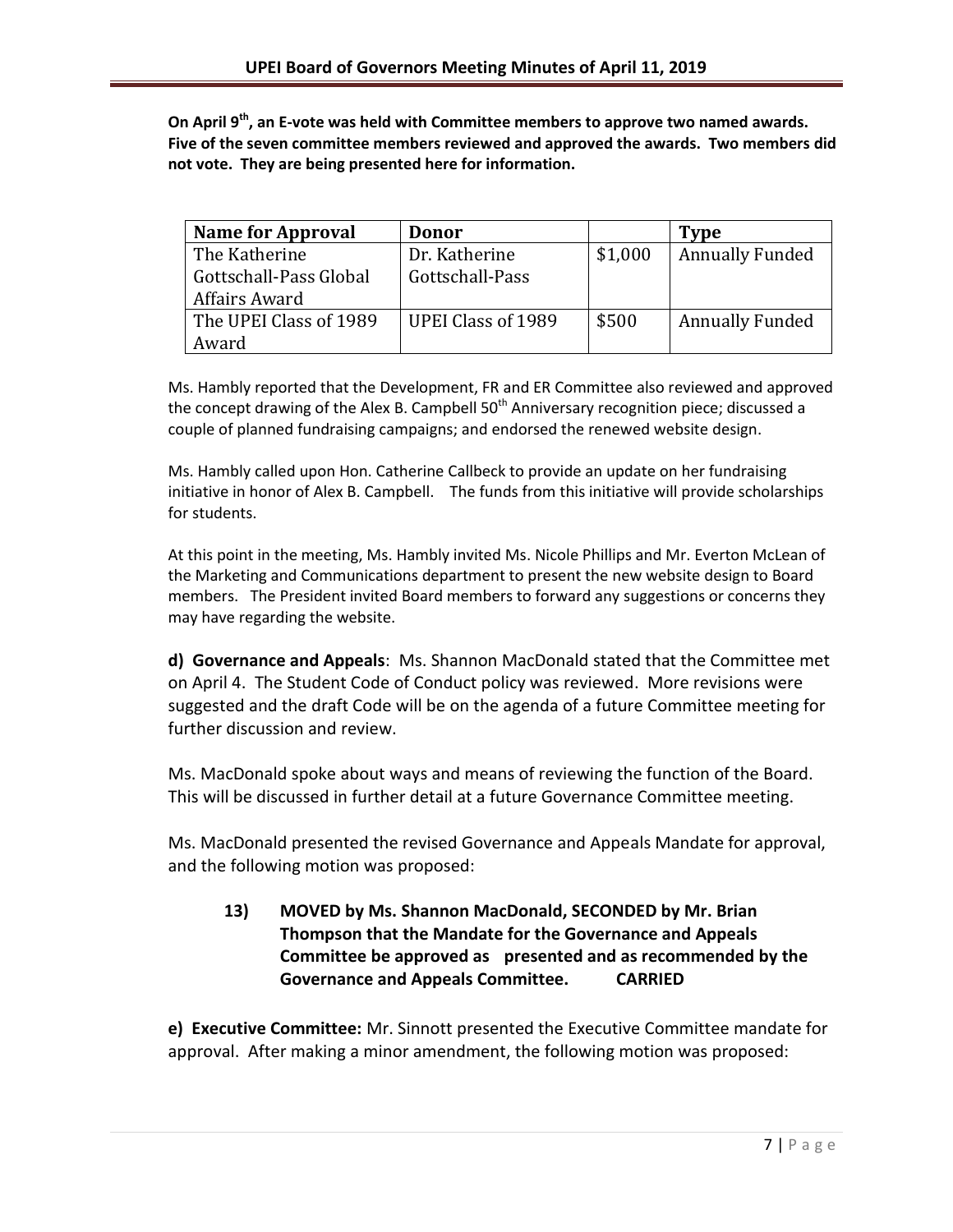**On April 9th, an E-vote was held with Committee members to approve two named awards. Five of the seven committee members reviewed and approved the awards. Two members did not vote. They are being presented here for information.**

| Name for Approval | Donor | | Type |
|---|---|---|---|
| The Katherine Gottschall-Pass Global Affairs Award | Dr. Katherine Gottschall-Pass | $1,000 | Annually Funded |
| The UPEI Class of 1989 Award | UPEI Class of 1989 | $500 | Annually Funded |

Ms. Hambly reported that the Development, FR and ER Committee also reviewed and approved the concept drawing of the Alex B. Campbell 50th Anniversary recognition piece; discussed a couple of planned fundraising campaigns; and endorsed the renewed website design.

Ms. Hambly called upon Hon. Catherine Callbeck to provide an update on her fundraising initiative in honor of Alex B. Campbell. The funds from this initiative will provide scholarships for students.

At this point in the meeting, Ms. Hambly invited Ms. Nicole Phillips and Mr. Everton McLean of the Marketing and Communications department to present the new website design to Board members. The President invited Board members to forward any suggestions or concerns they may have regarding the website.

**d) Governance and Appeals**: Ms. Shannon MacDonald stated that the Committee met on April 4. The Student Code of Conduct policy was reviewed. More revisions were suggested and the draft Code will be on the agenda of a future Committee meeting for further discussion and review.

Ms. MacDonald spoke about ways and means of reviewing the function of the Board. This will be discussed in further detail at a future Governance Committee meeting.

Ms. MacDonald presented the revised Governance and Appeals Mandate for approval, and the following motion was proposed:

> **13) MOVED by Ms. Shannon MacDonald, SECONDED by Mr. Brian Thompson that the Mandate for the Governance and Appeals Committee be approved as presented and as recommended by the Governance and Appeals Committee. CARRIED**

**e) Executive Committee:** Mr. Sinnott presented the Executive Committee mandate for approval. After making a minor amendment, the following motion was proposed: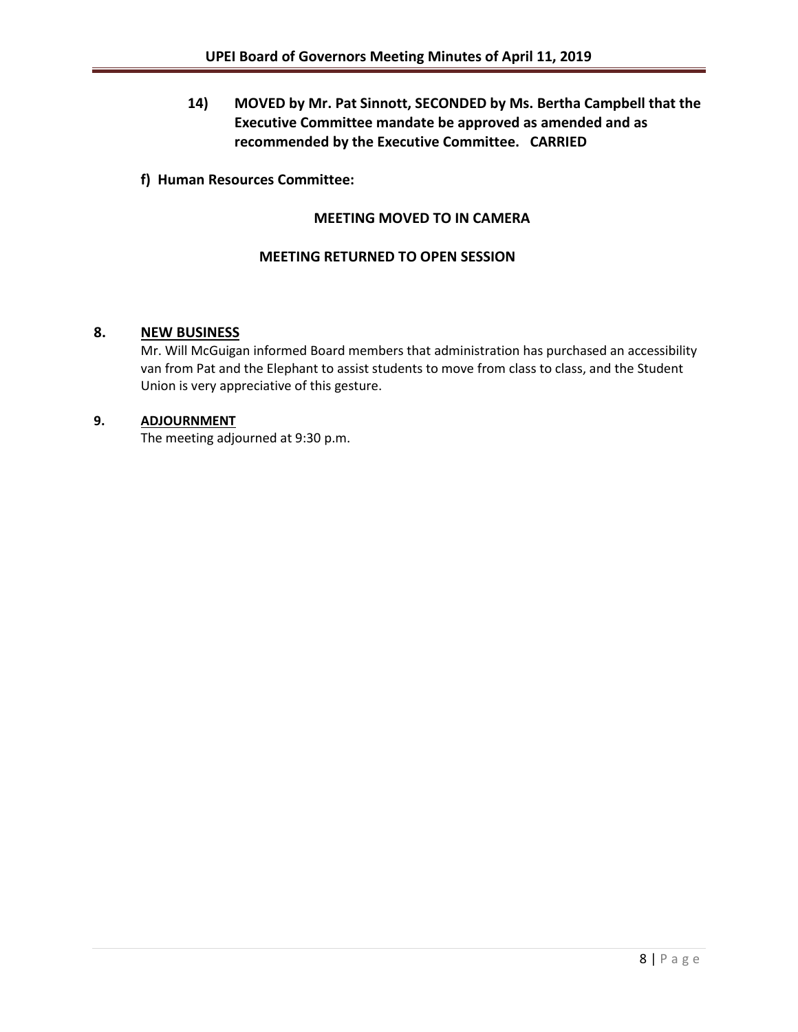**14) MOVED by Mr. Pat Sinnott, SECONDED by Ms. Bertha Campbell that the Executive Committee mandate be approved as amended and as recommended by the Executive Committee. CARRIED**

**f) Human Resources Committee:**

**MEETING MOVED TO IN CAMERA**

**MEETING RETURNED TO OPEN SESSION**

## 8. NEW BUSINESS

Mr. Will McGuigan informed Board members that administration has purchased an accessibility van from Pat and the Elephant to assist students to move from class to class, and the Student Union is very appreciative of this gesture.

## 9. ADJOURNMENT

The meeting adjourned at 9:30 p.m.